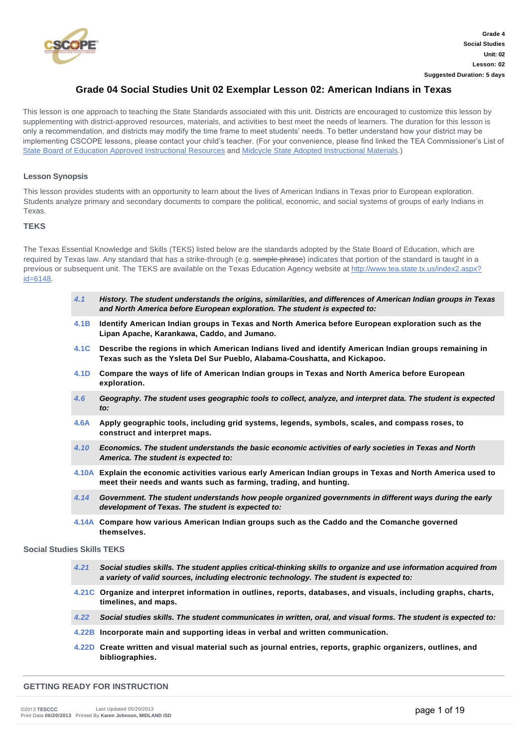Grade 4
Social Studies
Unit: 02
Lesson: 02
Suggested Duration: 5 days

# Grade 04 Social Studies Unit 02 Exemplar Lesson 02: American Indians in Texas

This lesson is one approach to teaching the State Standards associated with this unit. Districts are encouraged to customize this lesson by supplementing with district-approved resources, materials, and activities to best meet the needs of learners. The duration for this lesson is only a recommendation, and districts may modify the time frame to meet students' needs. To better understand how your district may be implementing CSCOPE lessons, please contact your child's teacher. (For your convenience, please find linked the TEA Commissioner's List of State Board of Education Approved Instructional Resources and Midcycle State Adopted Instructional Materials.)

## Lesson Synopsis

This lesson provides students with an opportunity to learn about the lives of American Indians in Texas prior to European exploration. Students analyze primary and secondary documents to compare the political, economic, and social systems of groups of early Indians in Texas.

## TEKS

The Texas Essential Knowledge and Skills (TEKS) listed below are the standards adopted by the State Board of Education, which are required by Texas law. Any standard that has a strike-through (e.g. ~~sample phrase~~) indicates that portion of the standard is taught in a previous or subsequent unit. The TEKS are available on the Texas Education Agency website at http://www.tea.state.tx.us/index2.aspx?id=6148.

- ***4.1 History. The student understands the origins, similarities, and differences of American Indian groups in Texas and North America before European exploration. The student is expected to:***
- **4.1B Identify American Indian groups in Texas and North America before European exploration such as the Lipan Apache, Karankawa, Caddo, and Jumano.**
- **4.1C Describe the regions in which American Indians lived and identify American Indian groups remaining in Texas such as the Ysleta Del Sur Pueblo, Alabama-Coushatta, and Kickapoo.**
- **4.1D Compare the ways of life of American Indian groups in Texas and North America before European exploration.**
- ***4.6 Geography. The student uses geographic tools to collect, analyze, and interpret data. The student is expected to:***
- **4.6A Apply geographic tools, including grid systems, legends, symbols, scales, and compass roses, to construct and interpret maps.**
- ***4.10 Economics. The student understands the basic economic activities of early societies in Texas and North America. The student is expected to:***
- **4.10A Explain the economic activities various early American Indian groups in Texas and North America used to meet their needs and wants such as farming, trading, and hunting.**
- ***4.14 Government. The student understands how people organized governments in different ways during the early development of Texas. The student is expected to:***
- **4.14A Compare how various American Indian groups such as the Caddo and the Comanche governed themselves.**

## Social Studies Skills TEKS

- ***4.21 Social studies skills. The student applies critical-thinking skills to organize and use information acquired from a variety of valid sources, including electronic technology. The student is expected to:***
- **4.21C Organize and interpret information in outlines, reports, databases, and visuals, including graphs, charts, timelines, and maps.**
- ***4.22 Social studies skills. The student communicates in written, oral, and visual forms. The student is expected to:***
- **4.22B Incorporate main and supporting ideas in verbal and written communication.**
- **4.22D Create written and visual material such as journal entries, reports, graphic organizers, outlines, and bibliographies.**

## GETTING READY FOR INSTRUCTION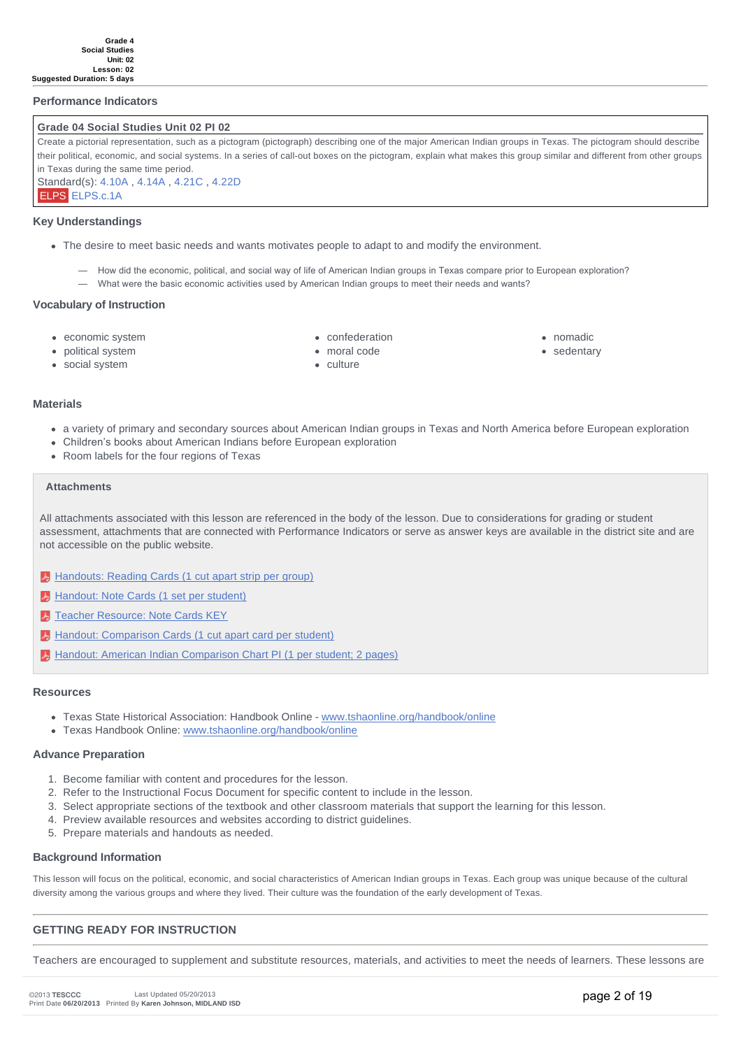Grade 4
Social Studies
Unit: 02
Lesson: 02
Suggested Duration: 5 days

## Performance Indicators

**Grade 04 Social Studies Unit 02 PI 02**

Create a pictorial representation, such as a pictogram (pictograph) describing one of the major American Indian groups in Texas. The pictogram should describe their political, economic, and social systems. In a series of call-out boxes on the pictogram, explain what makes this group similar and different from other groups in Texas during the same time period.

Standard(s): 4.10A , 4.14A , 4.21C , 4.22D

ELPS ELPS.c.1A

## Key Understandings

- The desire to meet basic needs and wants motivates people to adapt to and modify the environment.
  - — How did the economic, political, and social way of life of American Indian groups in Texas compare prior to European exploration?
  - — What were the basic economic activities used by American Indian groups to meet their needs and wants?

## Vocabulary of Instruction

- economic system
- political system
- social system
- confederation
- moral code
- culture
- nomadic
- sedentary

## Materials

- a variety of primary and secondary sources about American Indian groups in Texas and North America before European exploration
- Children's books about American Indians before European exploration
- Room labels for the four regions of Texas

### Attachments

All attachments associated with this lesson are referenced in the body of the lesson. Due to considerations for grading or student assessment, attachments that are connected with Performance Indicators or serve as answer keys are available in the district site and are not accessible on the public website.

- Handouts: Reading Cards (1 cut apart strip per group)
- Handout: Note Cards (1 set per student)
- Teacher Resource: Note Cards KEY
- Handout: Comparison Cards (1 cut apart card per student)
- Handout: American Indian Comparison Chart PI (1 per student; 2 pages)

## Resources

- Texas State Historical Association: Handbook Online - www.tshaonline.org/handbook/online
- Texas Handbook Online: www.tshaonline.org/handbook/online

## Advance Preparation

1. Become familiar with content and procedures for the lesson.
2. Refer to the Instructional Focus Document for specific content to include in the lesson.
3. Select appropriate sections of the textbook and other classroom materials that support the learning for this lesson.
4. Preview available resources and websites according to district guidelines.
5. Prepare materials and handouts as needed.

## Background Information

This lesson will focus on the political, economic, and social characteristics of American Indian groups in Texas. Each group was unique because of the cultural diversity among the various groups and where they lived. Their culture was the foundation of the early development of Texas.

## GETTING READY FOR INSTRUCTION

Teachers are encouraged to supplement and substitute resources, materials, and activities to meet the needs of learners. These lessons are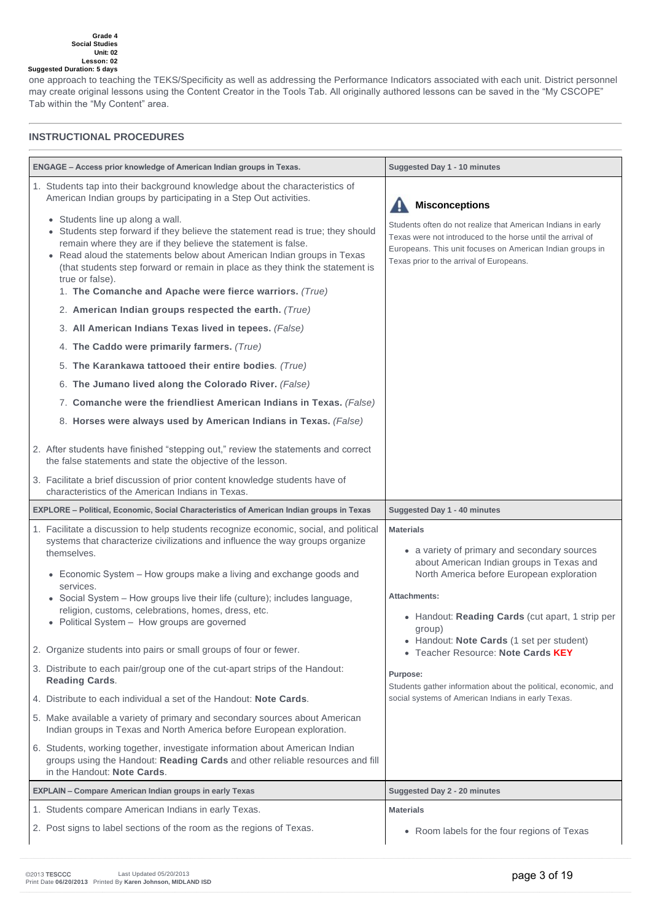one approach to teaching the TEKS/Specificity as well as addressing the Performance Indicators associated with each unit. District personnel may create original lessons using the Content Creator in the Tools Tab. All originally authored lessons can be saved in the "My CSCOPE" Tab within the "My Content" area.

## INSTRUCTIONAL PROCEDURES

| ENGAGE – Access prior knowledge of American Indian groups in Texas. | Suggested Day 1 - 10 minutes |
|---|---|
| 1. Students tap into their background knowledge about the characteristics of American Indian groups by participating in a Step Out activities.<br>• Students line up along a wall.<br>• Students step forward if they believe the statement read is true; they should remain where they are if they believe the statement is false.<br>• Read aloud the statements below about American Indian groups in Texas (that students step forward or remain in place as they think the statement is true or false).<br>1. **The Comanche and Apache were fierce warriors.** *(True)*<br>2. **American Indian groups respected the earth.** *(True)*<br>3. **All American Indians Texas lived in tepees.** *(False)*<br>4. **The Caddo were primarily farmers.** *(True)*<br>5. **The Karankawa tattooed their entire bodies**. *(True)*<br>6. **The Jumano lived along the Colorado River.** *(False)*<br>7. **Comanche were the friendliest American Indians in Texas.** *(False)*<br>8. **Horses were always used by American Indians in Texas.** *(False)*<br><br>2. After students have finished "stepping out," review the statements and correct the false statements and state the objective of the lesson.<br>3. Facilitate a brief discussion of prior content knowledge students have of characteristics of the American Indians in Texas. | **Misconceptions**<br>Students often do not realize that American Indians in early Texas were not introduced to the horse until the arrival of Europeans. This unit focuses on American Indian groups in Texas prior to the arrival of Europeans. |
| **EXPLORE – Political, Economic, Social Characteristics of American Indian groups in Texas** | **Suggested Day 1 - 40 minutes** |
| 1. Facilitate a discussion to help students recognize economic, social, and political systems that characterize civilizations and influence the way groups organize themselves.<br>• Economic System – How groups make a living and exchange goods and services.<br>• Social System – How groups live their life (culture); includes language, religion, customs, celebrations, homes, dress, etc.<br>• Political System – How groups are governed<br><br>2. Organize students into pairs or small groups of four or fewer.<br>3. Distribute to each pair/group one of the cut-apart strips of the Handout: **Reading Cards**.<br>4. Distribute to each individual a set of the Handout: **Note Cards**.<br>5. Make available a variety of primary and secondary sources about American Indian groups in Texas and North America before European exploration.<br>6. Students, working together, investigate information about American Indian groups using the Handout: **Reading Cards** and other reliable resources and fill in the Handout: **Note Cards**. | **Materials**<br>• a variety of primary and secondary sources about American Indian groups in Texas and North America before European exploration<br><br>**Attachments:**<br>• Handout: **Reading Cards** (cut apart, 1 strip per group)<br>• Handout: **Note Cards** (1 set per student)<br>• Teacher Resource: **Note Cards KEY**<br><br>**Purpose:**<br>Students gather information about the political, economic, and social systems of American Indians in early Texas. |
| **EXPLAIN – Compare American Indian groups in early Texas** | **Suggested Day 2 - 20 minutes** |
| 1. Students compare American Indians in early Texas.<br>2. Post signs to label sections of the room as the regions of Texas. | **Materials**<br>• Room labels for the four regions of Texas |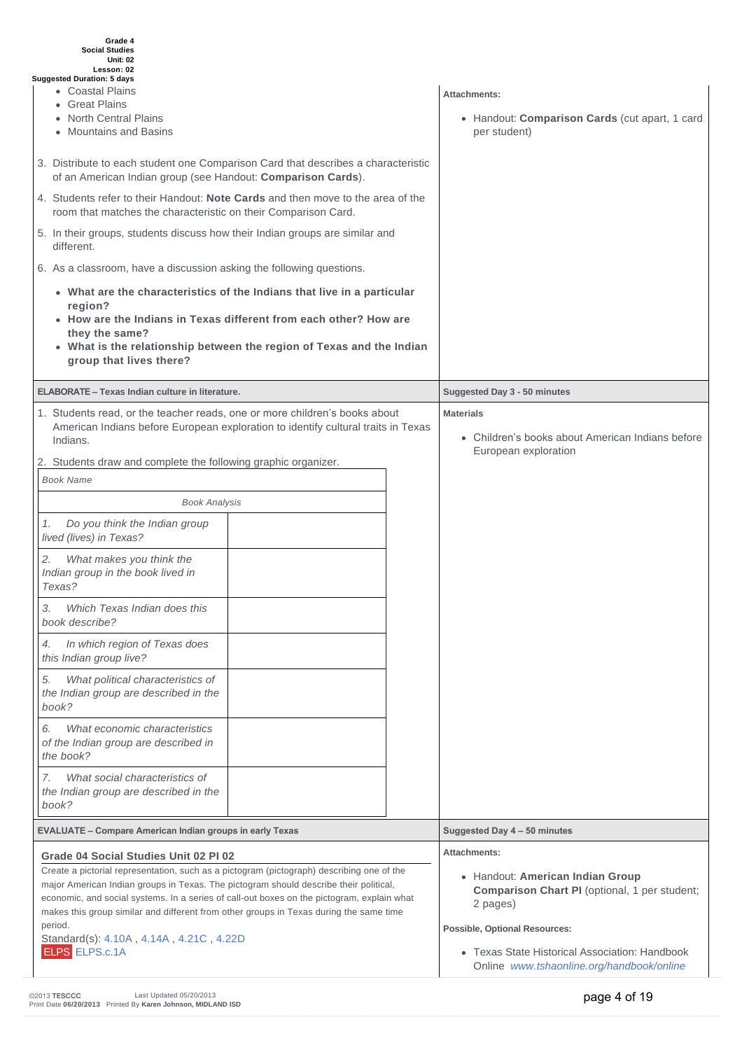- Coastal Plains
- Great Plains
- North Central Plains
- Mountains and Basins

3. Distribute to each student one Comparison Card that describes a characteristic of an American Indian group (see Handout: **Comparison Cards**).
4. Students refer to their Handout: **Note Cards** and then move to the area of the room that matches the characteristic on their Comparison Card.
5. In their groups, students discuss how their Indian groups are similar and different.
6. As a classroom, have a discussion asking the following questions.

- **What are the characteristics of the Indians that live in a particular region?**
- **How are the Indians in Texas different from each other? How are they the same?**
- **What is the relationship between the region of Texas and the Indian group that lives there?**

**Attachments:**

- Handout: **Comparison Cards** (cut apart, 1 card per student)

**ELABORATE – Texas Indian culture in literature.**

**Suggested Day 3 - 50 minutes**

1. Students read, or the teacher reads, one or more children's books about American Indians before European exploration to identify cultural traits in Texas Indians.
2. Students draw and complete the following graphic organizer.

| *Book Name* | |
|---|---|
| *Book Analysis* | |
| *1. Do you think the Indian group lived (lives) in Texas?* | |
| *2. What makes you think the Indian group in the book lived in Texas?* | |
| *3. Which Texas Indian does this book describe?* | |
| *4. In which region of Texas does this Indian group live?* | |
| *5. What political characteristics of the Indian group are described in the book?* | |
| *6. What economic characteristics of the Indian group are described in the book?* | |
| *7. What social characteristics of the Indian group are described in the book?* | |

**Materials**

- Children's books about American Indians before European exploration

**EVALUATE – Compare American Indian groups in early Texas**

**Suggested Day 4 – 50 minutes**

**Grade 04 Social Studies Unit 02 PI 02**

Create a pictorial representation, such as a pictogram (pictograph) describing one of the major American Indian groups in Texas. The pictogram should describe their political, economic, and social systems. In a series of call-out boxes on the pictogram, explain what makes this group similar and different from other groups in Texas during the same time period.

Standard(s): 4.10A , 4.14A , 4.21C , 4.22D

ELPS ELPS.c.1A

**Attachments:**

- Handout: **American Indian Group Comparison Chart PI** (optional, 1 per student; 2 pages)

**Possible, Optional Resources:**

- Texas State Historical Association: Handbook Online *www.tshaonline.org/handbook/online*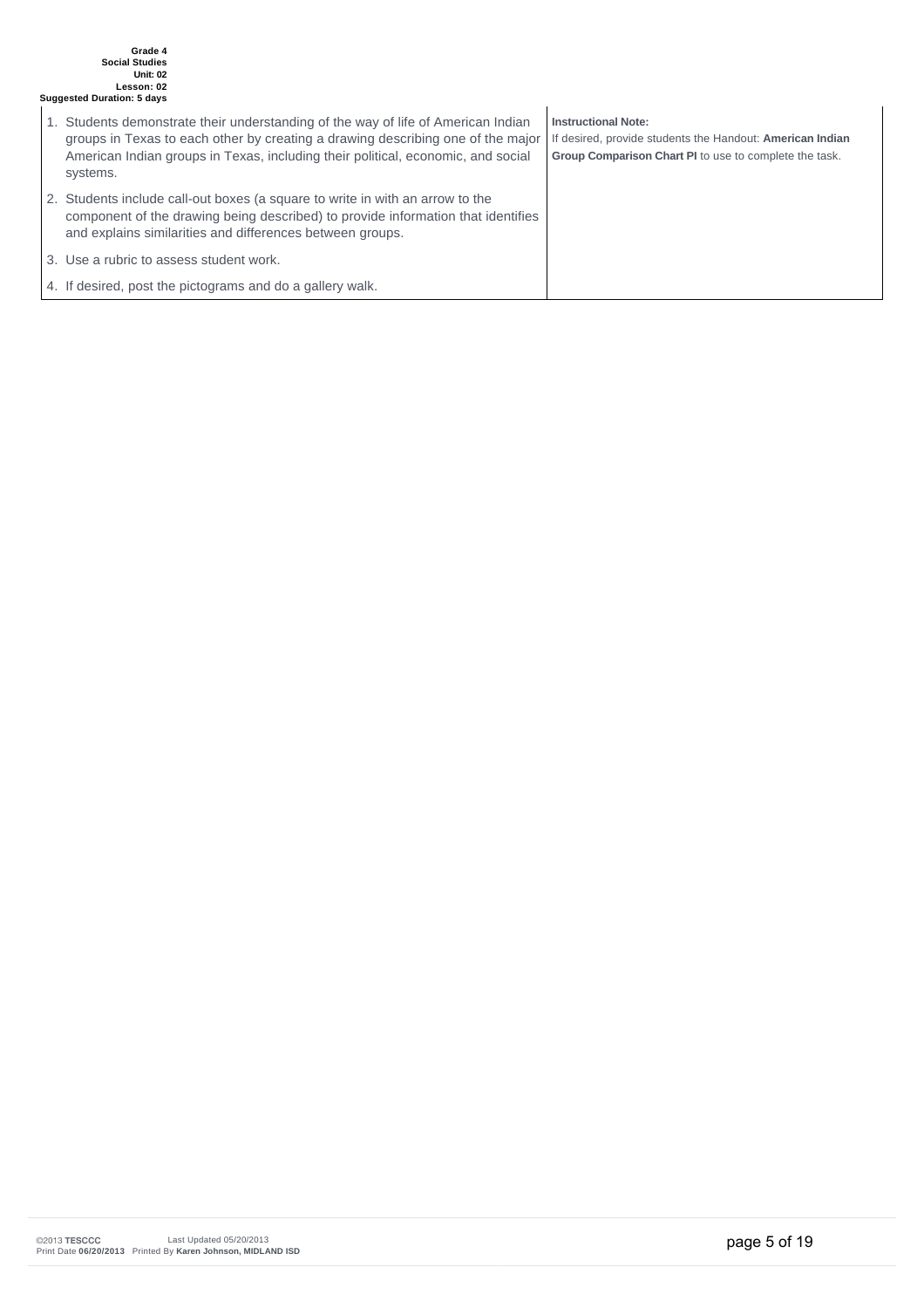| | |
|---|---|
| 1. Students demonstrate their understanding of the way of life of American Indian groups in Texas to each other by creating a drawing describing one of the major American Indian groups in Texas, including their political, economic, and social systems. | **Instructional Note:** If desired, provide students the Handout: **American Indian Group Comparison Chart PI** to use to complete the task. |
| 2. Students include call-out boxes (a square to write in with an arrow to the component of the drawing being described) to provide information that identifies and explains similarities and differences between groups. | |
| 3. Use a rubric to assess student work. | |
| 4. If desired, post the pictograms and do a gallery walk. | |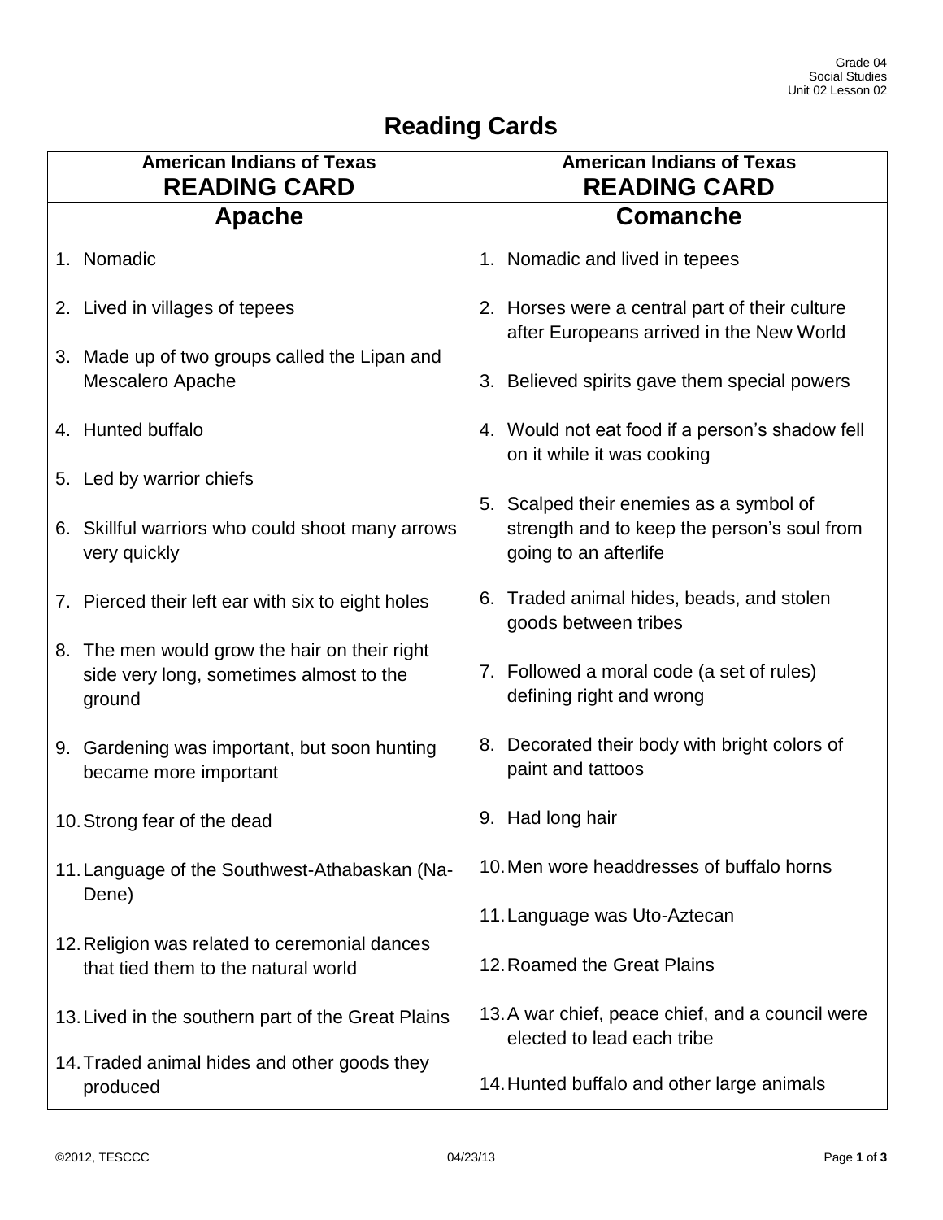# Reading Cards

## American Indians of Texas READING CARD

### Apache

1. Nomadic
2. Lived in villages of tepees
3. Made up of two groups called the Lipan and Mescalero Apache
4. Hunted buffalo
5. Led by warrior chiefs
6. Skillful warriors who could shoot many arrows very quickly
7. Pierced their left ear with six to eight holes
8. The men would grow the hair on their right side very long, sometimes almost to the ground
9. Gardening was important, but soon hunting became more important
10. Strong fear of the dead
11. Language of the Southwest-Athabaskan (Na-Dene)
12. Religion was related to ceremonial dances that tied them to the natural world
13. Lived in the southern part of the Great Plains
14. Traded animal hides and other goods they produced

## American Indians of Texas READING CARD

### Comanche

1. Nomadic and lived in tepees
2. Horses were a central part of their culture after Europeans arrived in the New World
3. Believed spirits gave them special powers
4. Would not eat food if a person's shadow fell on it while it was cooking
5. Scalped their enemies as a symbol of strength and to keep the person's soul from going to an afterlife
6. Traded animal hides, beads, and stolen goods between tribes
7. Followed a moral code (a set of rules) defining right and wrong
8. Decorated their body with bright colors of paint and tattoos
9. Had long hair
10. Men wore headdresses of buffalo horns
11. Language was Uto-Aztecan
12. Roamed the Great Plains
13. A war chief, peace chief, and a council were elected to lead each tribe
14. Hunted buffalo and other large animals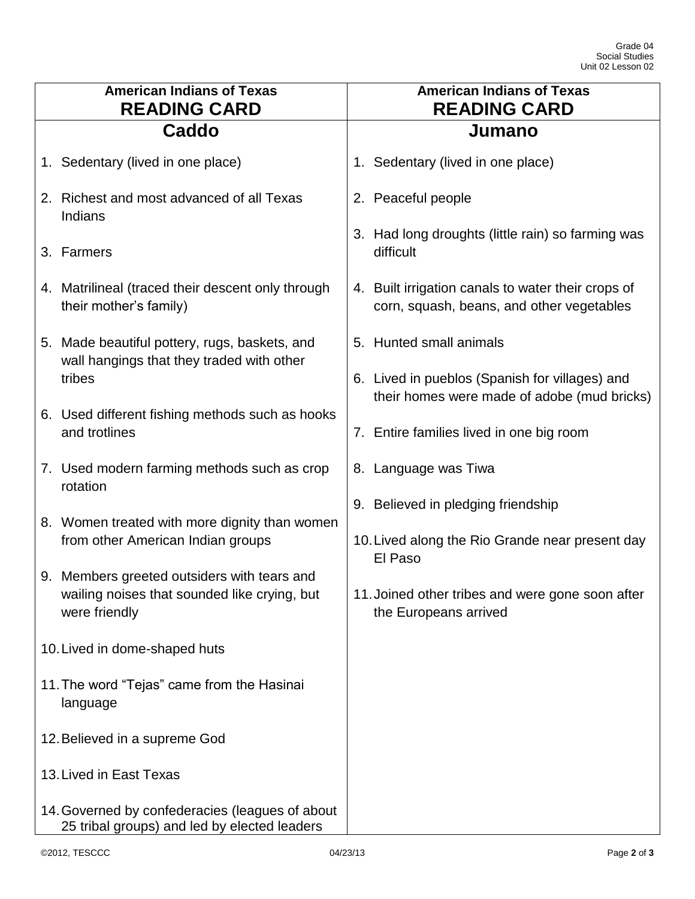## American Indians of Texas
## READING CARD
### Caddo

1. Sedentary (lived in one place)
2. Richest and most advanced of all Texas Indians
3. Farmers
4. Matrilineal (traced their descent only through their mother's family)
5. Made beautiful pottery, rugs, baskets, and wall hangings that they traded with other tribes
6. Used different fishing methods such as hooks and trotlines
7. Used modern farming methods such as crop rotation
8. Women treated with more dignity than women from other American Indian groups
9. Members greeted outsiders with tears and wailing noises that sounded like crying, but were friendly
10. Lived in dome-shaped huts
11. The word "Tejas" came from the Hasinai language
12. Believed in a supreme God
13. Lived in East Texas
14. Governed by confederacies (leagues of about 25 tribal groups) and led by elected leaders

## American Indians of Texas
## READING CARD
### Jumano

1. Sedentary (lived in one place)
2. Peaceful people
3. Had long droughts (little rain) so farming was difficult
4. Built irrigation canals to water their crops of corn, squash, beans, and other vegetables
5. Hunted small animals
6. Lived in pueblos (Spanish for villages) and their homes were made of adobe (mud bricks)
7. Entire families lived in one big room
8. Language was Tiwa
9. Believed in pledging friendship
10. Lived along the Rio Grande near present day El Paso
11. Joined other tribes and were gone soon after the Europeans arrived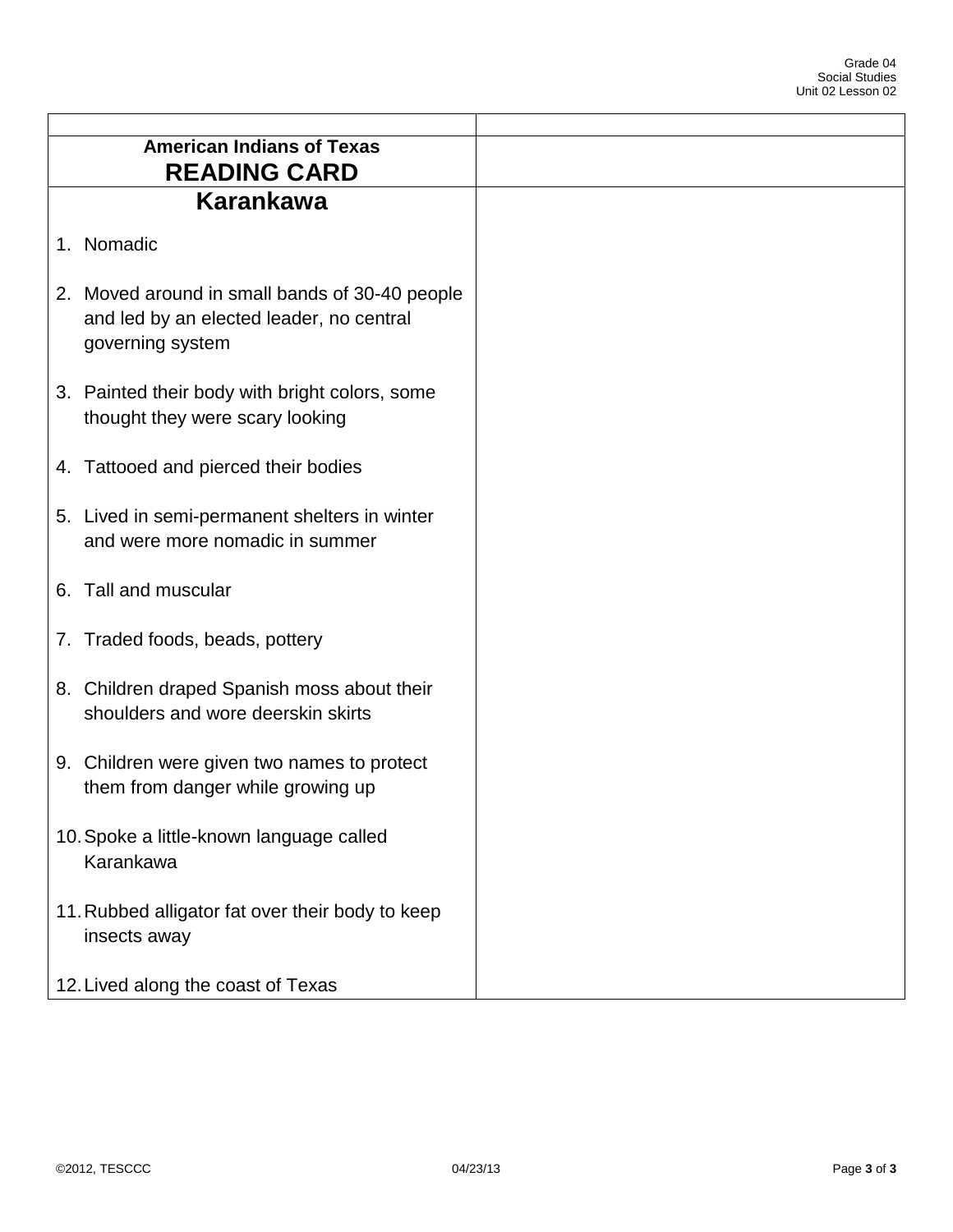| | |
|---|---|
| **American Indians of Texas**<br>**READING CARD** | |
| **Karankawa**<br><br>1. Nomadic<br><br>2. Moved around in small bands of 30-40 people and led by an elected leader, no central governing system<br><br>3. Painted their body with bright colors, some thought they were scary looking<br><br>4. Tattooed and pierced their bodies<br><br>5. Lived in semi-permanent shelters in winter and were more nomadic in summer<br><br>6. Tall and muscular<br><br>7. Traded foods, beads, pottery<br><br>8. Children draped Spanish moss about their shoulders and wore deerskin skirts<br><br>9. Children were given two names to protect them from danger while growing up<br><br>10. Spoke a little-known language called Karankawa<br><br>11. Rubbed alligator fat over their body to keep insects away<br><br>12. Lived along the coast of Texas | |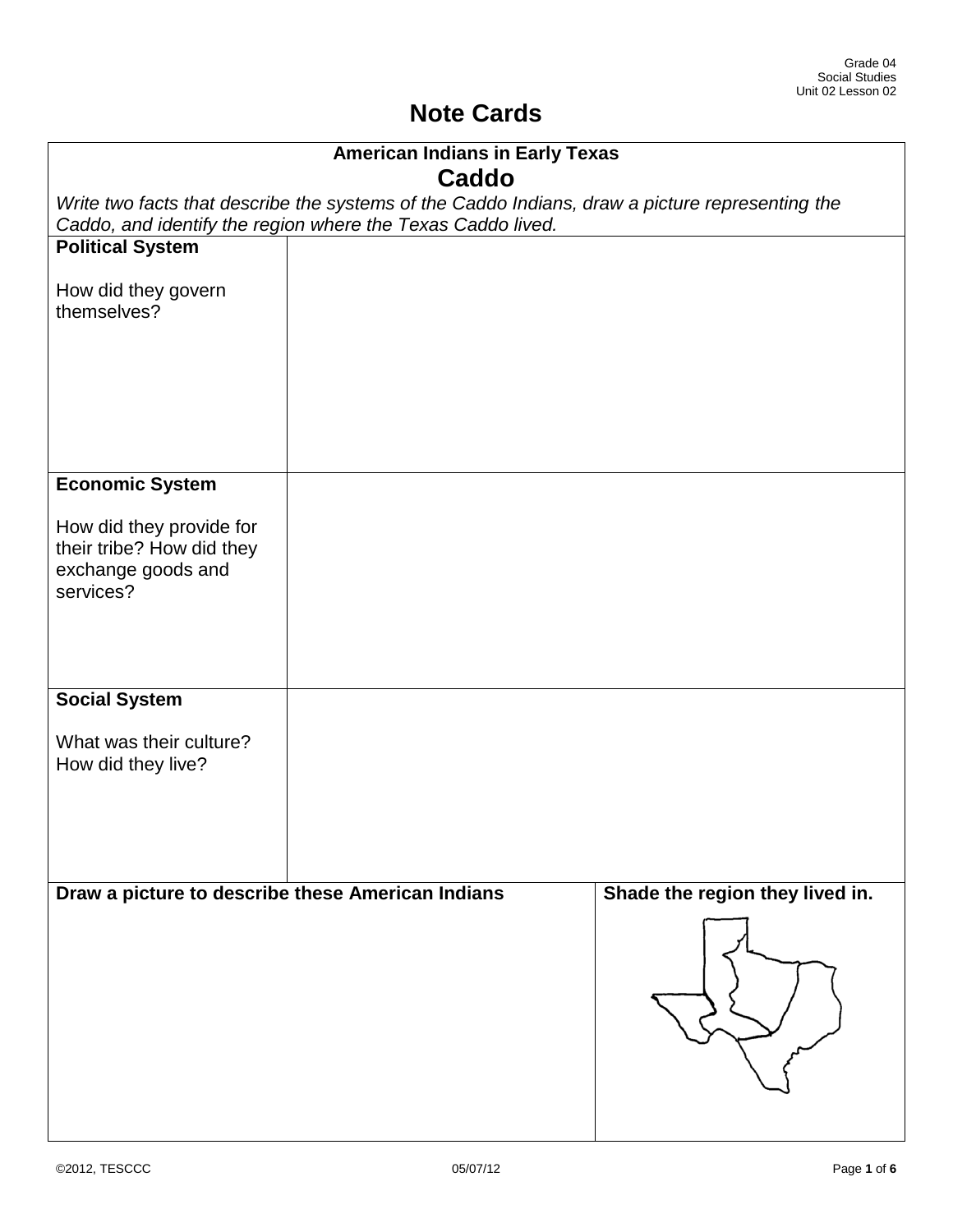# Note Cards

| **American Indians in Early Texas**<br>**Caddo**<br>*Write two facts that describe the systems of the Caddo Indians, draw a picture representing the Caddo, and identify the region where the Texas Caddo lived.* | |
|---|---|
| **Political System**<br><br>How did they govern themselves? | |
| **Economic System**<br><br>How did they provide for their tribe? How did they exchange goods and services? | |
| **Social System**<br><br>What was their culture? How did they live? | |
| **Draw a picture to describe these American Indians** | **Shade the region they lived in.** |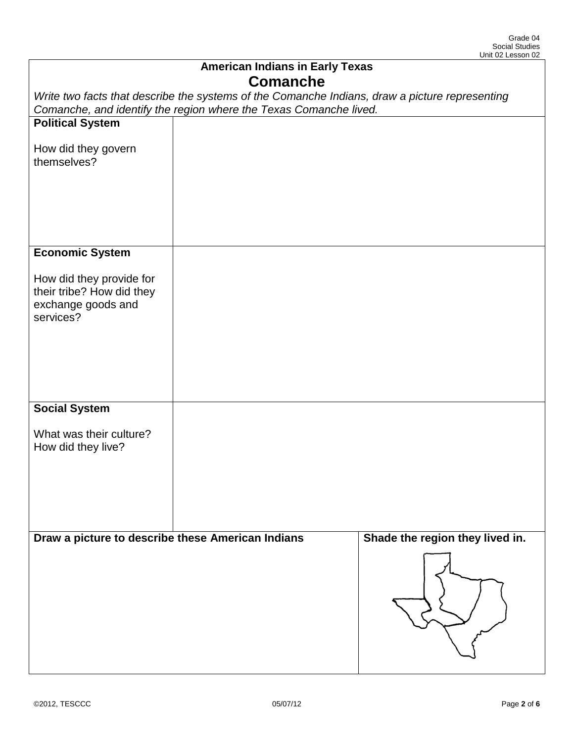## American Indians in Early Texas

# Comanche

*Write two facts that describe the systems of the Comanche Indians, draw a picture representing Comanche, and identify the region where the Texas Comanche lived.*

| | |
|---|---|
| **Political System**<br><br>How did they govern themselves? | |
| **Economic System**<br><br>How did they provide for their tribe? How did they exchange goods and services? | |
| **Social System**<br><br>What was their culture? How did they live? | |

| **Draw a picture to describe these American Indians** | **Shade the region they lived in.** |
|---|---|
| | |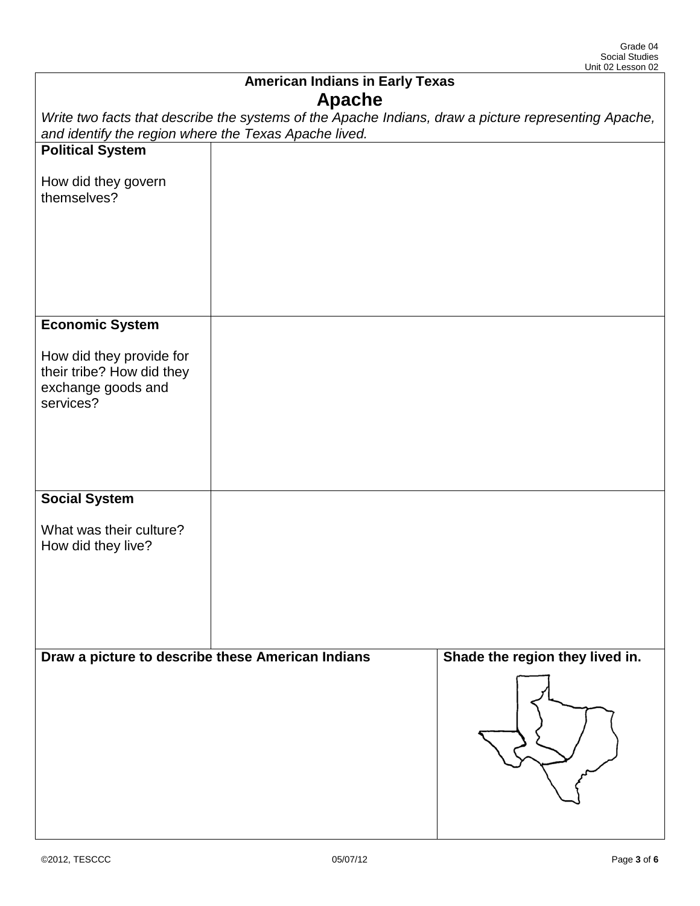# American Indians in Early Texas

## Apache

*Write two facts that describe the systems of the Apache Indians, draw a picture representing Apache, and identify the region where the Texas Apache lived.*

| | |
|---|---|
| **Political System**<br><br>How did they govern themselves? | |
| **Economic System**<br><br>How did they provide for their tribe? How did they exchange goods and services? | |
| **Social System**<br><br>What was their culture? How did they live? | |

| **Draw a picture to describe these American Indians** | **Shade the region they lived in.** |
|---|---|
| | |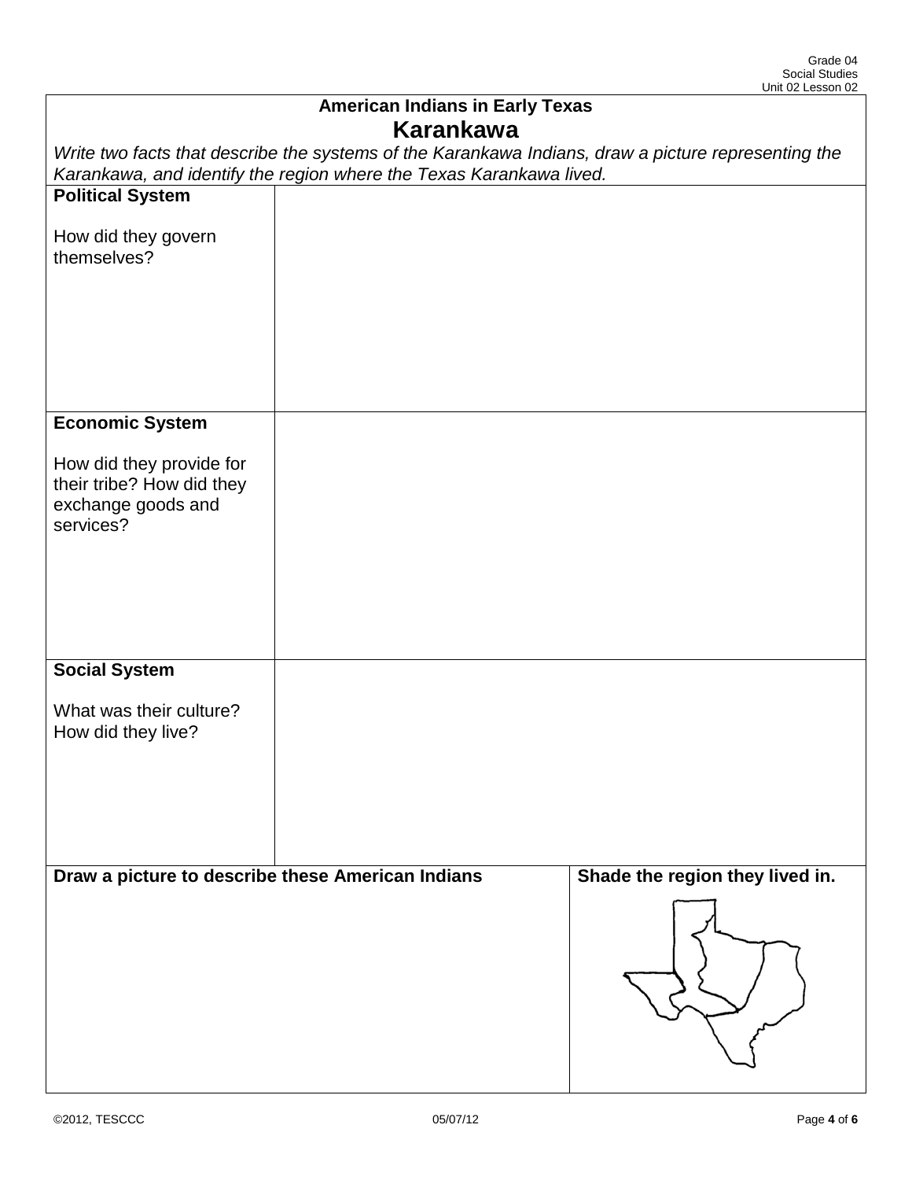## American Indians in Early Texas

# Karankawa

*Write two facts that describe the systems of the Karankawa Indians, draw a picture representing the Karankawa, and identify the region where the Texas Karankawa lived.*

| | |
|---|---|
| **Political System**<br><br>How did they govern themselves? | |
| **Economic System**<br><br>How did they provide for their tribe? How did they exchange goods and services? | |
| **Social System**<br><br>What was their culture? How did they live? | |

| **Draw a picture to describe these American Indians** | **Shade the region they lived in.** |
|---|---|
| | |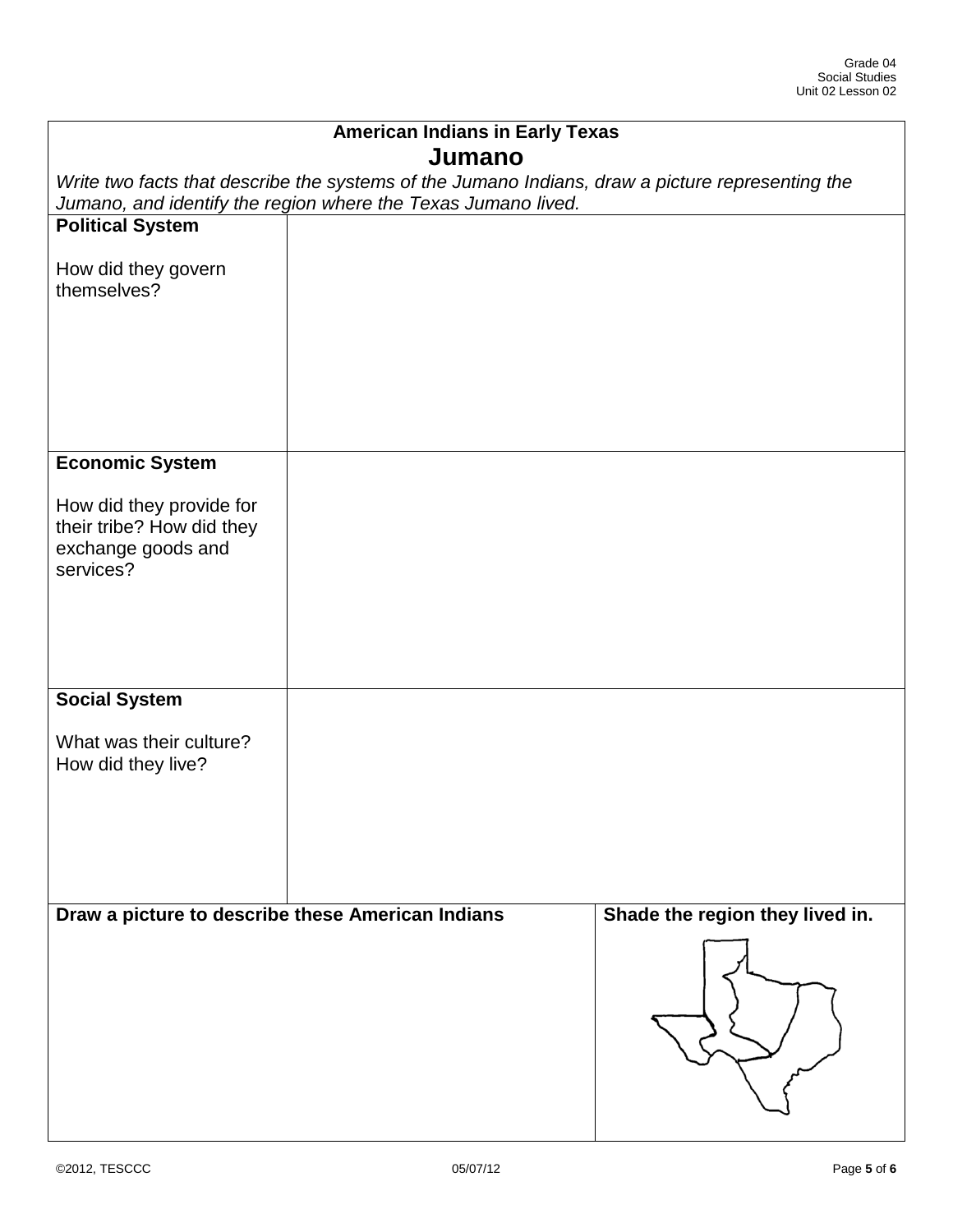## American Indians in Early Texas

# Jumano

*Write two facts that describe the systems of the Jumano Indians, draw a picture representing the Jumano, and identify the region where the Texas Jumano lived.*

| | |
|---|---|
| **Political System**<br><br>How did they govern themselves? | |
| **Economic System**<br><br>How did they provide for their tribe? How did they exchange goods and services? | |
| **Social System**<br><br>What was their culture? How did they live? | |

| **Draw a picture to describe these American Indians** | **Shade the region they lived in.** |
|---|---|
| | |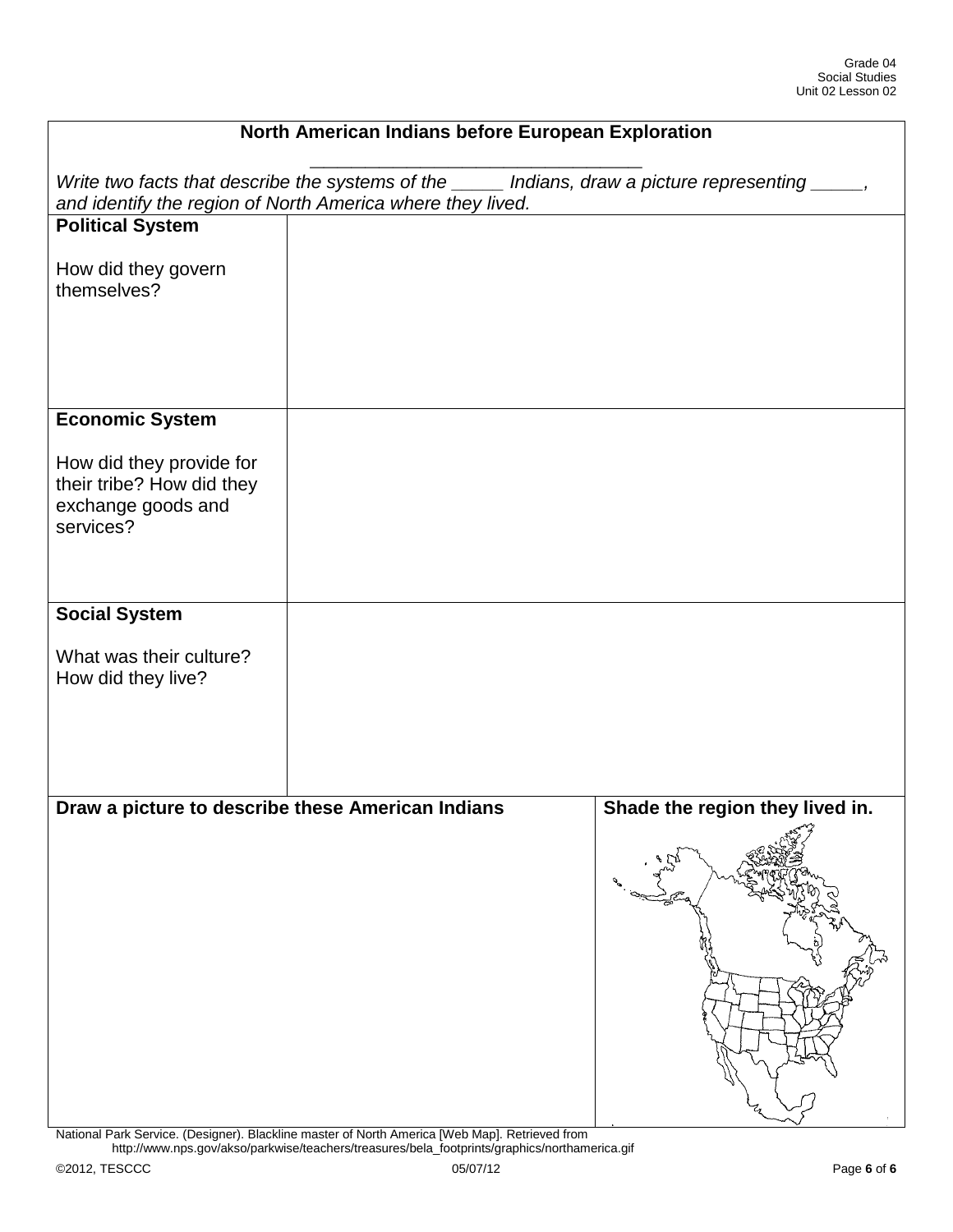## North American Indians before European Exploration

_________________________________

*Write two facts that describe the systems of the _____ Indians, draw a picture representing _____, and identify the region of North America where they lived.*

| | |
|---|---|
| **Political System**<br><br>How did they govern themselves? | |
| **Economic System**<br><br>How did they provide for their tribe? How did they exchange goods and services? | |
| **Social System**<br><br>What was their culture? How did they live? | |

| **Draw a picture to describe these American Indians** | **Shade the region they lived in.** |
|---|---|
| | |

National Park Service. (Designer). Blackline master of North America [Web Map]. Retrieved from http://www.nps.gov/akso/parkwise/teachers/treasures/bela_footprints/graphics/northamerica.gif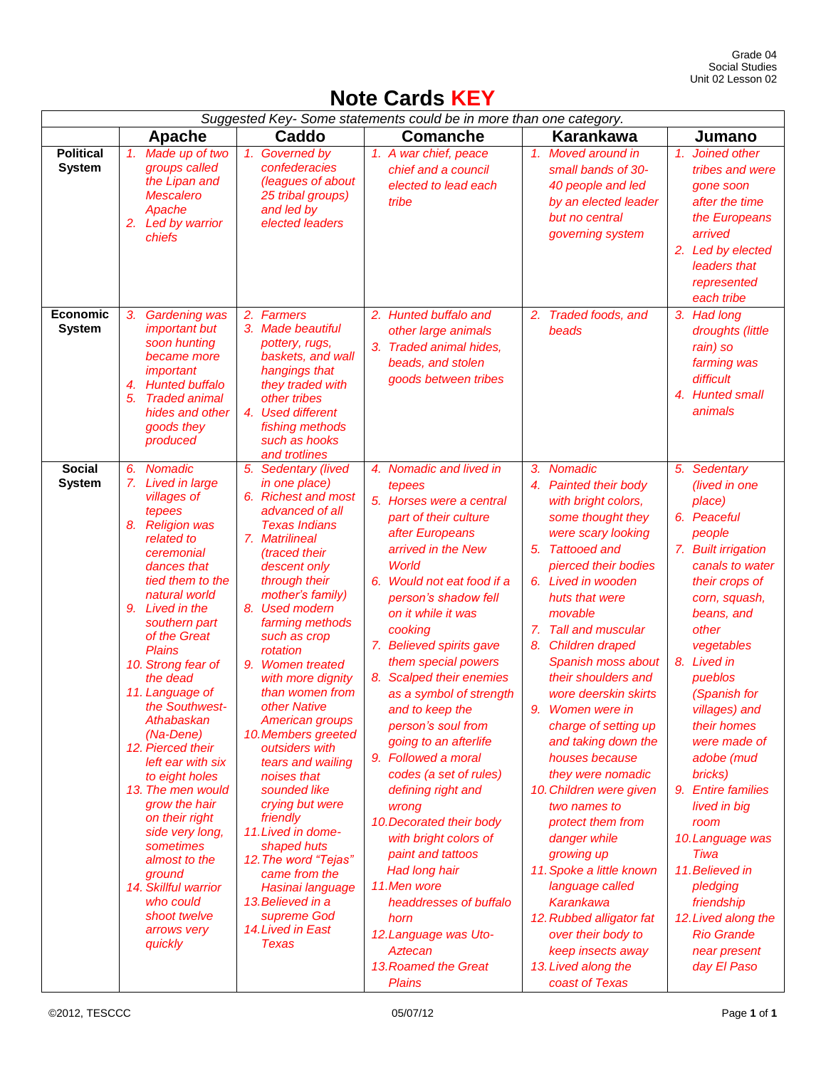# Note Cards KEY

| Suggested Key- Some statements could be in more than one category. | | | | | |
|---|---|---|---|---|---|
| | **Apache** | **Caddo** | **Comanche** | **Karankawa** | **Jumano** |
| **Political System** | 1. Made up of two groups called the Lipan and Mescalero Apache<br>2. Led by warrior chiefs | 1. Governed by confederacies (leagues of about 25 tribal groups) and led by elected leaders | 1. A war chief, peace chief and a council elected to lead each tribe | 1. Moved around in small bands of 30-40 people and led by an elected leader but no central governing system | 1. Joined other tribes and were gone soon after the time the Europeans arrived<br>2. Led by elected leaders that represented each tribe |
| **Economic System** | 3. Gardening was important but soon hunting became more important<br>4. Hunted buffalo<br>5. Traded animal hides and other goods they produced | 2. Farmers<br>3. Made beautiful pottery, rugs, baskets, and wall hangings that they traded with other tribes<br>4. Used different fishing methods such as hooks and trotlines | 2. Hunted buffalo and other large animals<br>3. Traded animal hides, beads, and stolen goods between tribes | 2. Traded foods, and beads | 3. Had long droughts (little rain) so farming was difficult<br>4. Hunted small animals |
| **Social System** | 6. Nomadic<br>7. Lived in large villages of tepees<br>8. Religion was related to ceremonial dances that tied them to the natural world<br>9. Lived in the southern part of the Great Plains<br>10. Strong fear of the dead<br>11. Language of the Southwest-Athabaskan (Na-Dene)<br>12. Pierced their left ear with six to eight holes<br>13. The men would grow the hair on their right side very long, sometimes almost to the ground<br>14. Skillful warrior who could shoot twelve arrows very quickly | 5. Sedentary (lived in one place)<br>6. Richest and most advanced of all Texas Indians<br>7. Matrilineal (traced their descent only through their mother's family)<br>8. Used modern farming methods such as crop rotation<br>9. Women treated with more dignity than women from other Native American groups<br>10. Members greeted outsiders with tears and wailing noises that sounded like crying but were friendly<br>11. Lived in dome-shaped huts<br>12. The word "Tejas" came from the Hasinai language<br>13. Believed in a supreme God<br>14. Lived in East Texas | 4. Nomadic and lived in tepees<br>5. Horses were a central part of their culture after Europeans arrived in the New World<br>6. Would not eat food if a person's shadow fell on it while it was cooking<br>7. Believed spirits gave them special powers<br>8. Scalped their enemies as a symbol of strength and to keep the person's soul from going to an afterlife<br>9. Followed a moral codes (a set of rules) defining right and wrong<br>10. Decorated their body with bright colors of paint and tattoos Had long hair<br>11. Men wore headdresses of buffalo horn<br>12. Language was Uto-Aztecan<br>13. Roamed the Great Plains | 3. Nomadic<br>4. Painted their body with bright colors, some thought they were scary looking<br>5. Tattooed and pierced their bodies<br>6. Lived in wooden huts that were movable<br>7. Tall and muscular<br>8. Children draped Spanish moss about their shoulders and wore deerskin skirts<br>9. Women were in charge of setting up and taking down the houses because they were nomadic<br>10. Children were given two names to protect them from danger while growing up<br>11. Spoke a little known language called Karankawa<br>12. Rubbed alligator fat over their body to keep insects away<br>13. Lived along the coast of Texas | 5. Sedentary (lived in one place)<br>6. Peaceful people<br>7. Built irrigation canals to water their crops of corn, squash, beans, and other vegetables<br>8. Lived in pueblos (Spanish for villages) and their homes were made of adobe (mud bricks)<br>9. Entire families lived in big room<br>10. Language was Tiwa<br>11. Believed in pledging friendship<br>12. Lived along the Rio Grande near present day El Paso |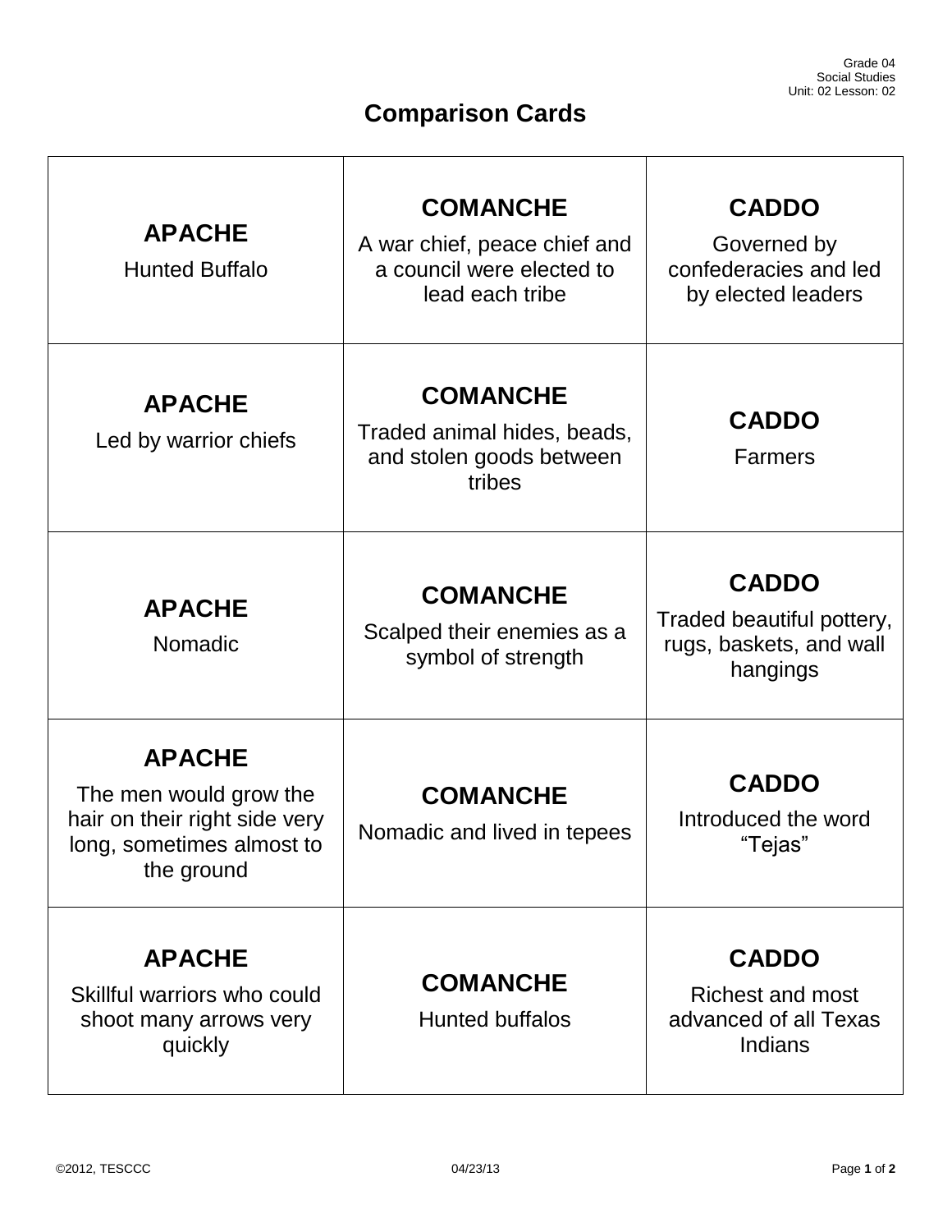# Comparison Cards

| | | |
|---|---|---|
| **APACHE**<br>Hunted Buffalo | **COMANCHE**<br>A war chief, peace chief and a council were elected to lead each tribe | **CADDO**<br>Governed by confederacies and led by elected leaders |
| **APACHE**<br>Led by warrior chiefs | **COMANCHE**<br>Traded animal hides, beads, and stolen goods between tribes | **CADDO**<br>Farmers |
| **APACHE**<br>Nomadic | **COMANCHE**<br>Scalped their enemies as a symbol of strength | **CADDO**<br>Traded beautiful pottery, rugs, baskets, and wall hangings |
| **APACHE**<br>The men would grow the hair on their right side very long, sometimes almost to the ground | **COMANCHE**<br>Nomadic and lived in tepees | **CADDO**<br>Introduced the word "Tejas" |
| **APACHE**<br>Skillful warriors who could shoot many arrows very quickly | **COMANCHE**<br>Hunted buffalos | **CADDO**<br>Richest and most advanced of all Texas Indians |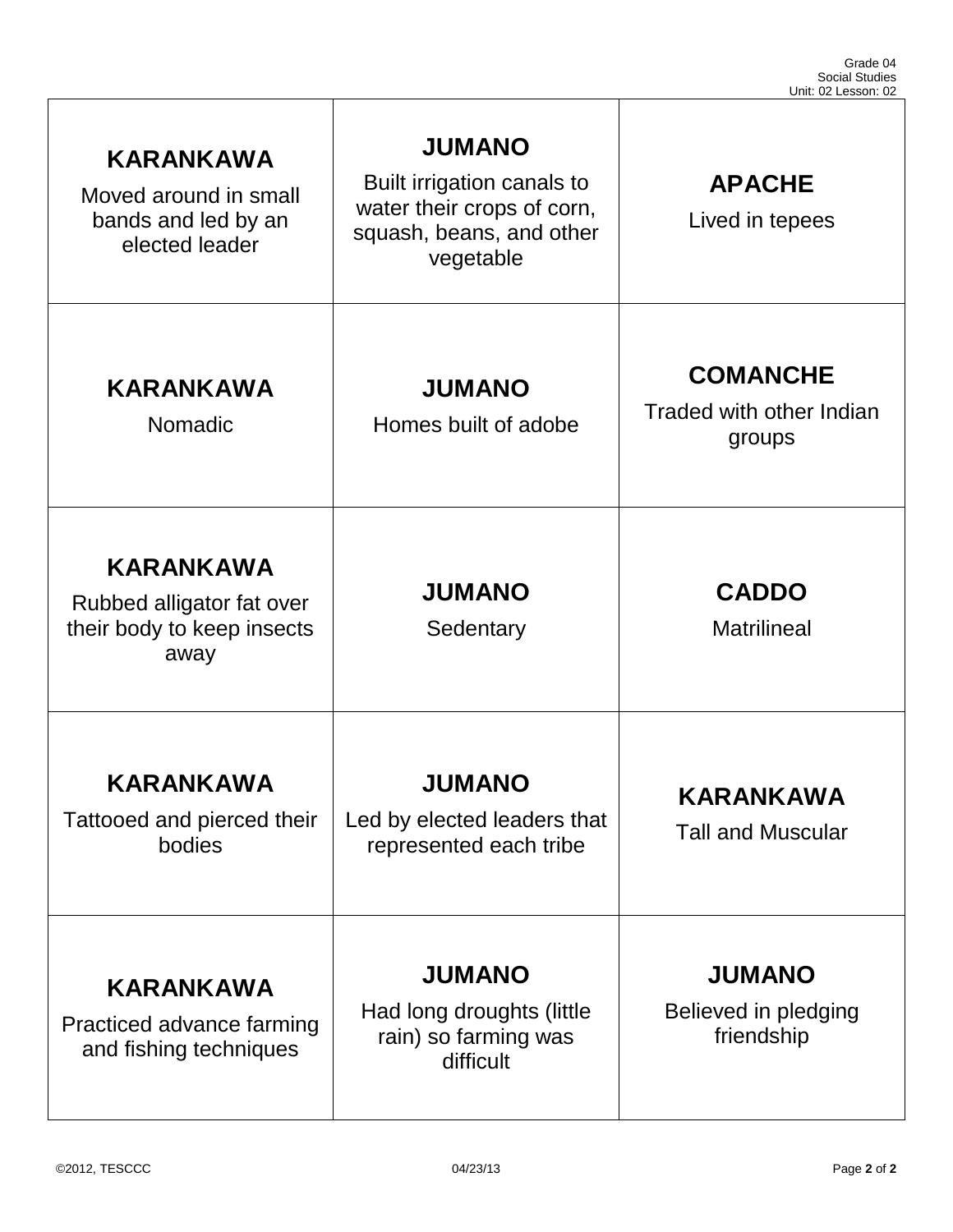| | | |
|---|---|---|
| **KARANKAWA**<br>Moved around in small bands and led by an elected leader | **JUMANO**<br>Built irrigation canals to water their crops of corn, squash, beans, and other vegetable | **APACHE**<br>Lived in tepees |
| **KARANKAWA**<br>Nomadic | **JUMANO**<br>Homes built of adobe | **COMANCHE**<br>Traded with other Indian groups |
| **KARANKAWA**<br>Rubbed alligator fat over their body to keep insects away | **JUMANO**<br>Sedentary | **CADDO**<br>Matrilineal |
| **KARANKAWA**<br>Tattooed and pierced their bodies | **JUMANO**<br>Led by elected leaders that represented each tribe | **KARANKAWA**<br>Tall and Muscular |
| **KARANKAWA**<br>Practiced advance farming and fishing techniques | **JUMANO**<br>Had long droughts (little rain) so farming was difficult | **JUMANO**<br>Believed in pledging friendship |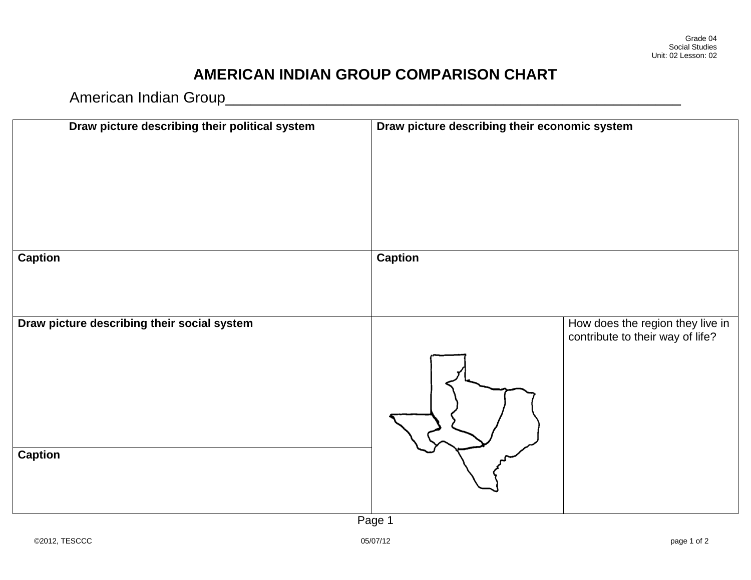# AMERICAN INDIAN GROUP COMPARISON CHART

American Indian Group\_\_\_\_\_\_\_\_\_\_\_\_\_\_\_\_\_\_\_\_\_\_\_\_\_\_\_\_\_\_\_\_\_\_\_\_\_\_\_\_\_\_\_\_\_\_\_\_\_\_\_\_

| **Draw picture describing their political system** | **Draw picture describing their economic system** | |
|---|---|---|
| **Caption** | **Caption** | |
| **Draw picture describing their social system** | | How does the region they live in contribute to their way of life? |
| **Caption** | | |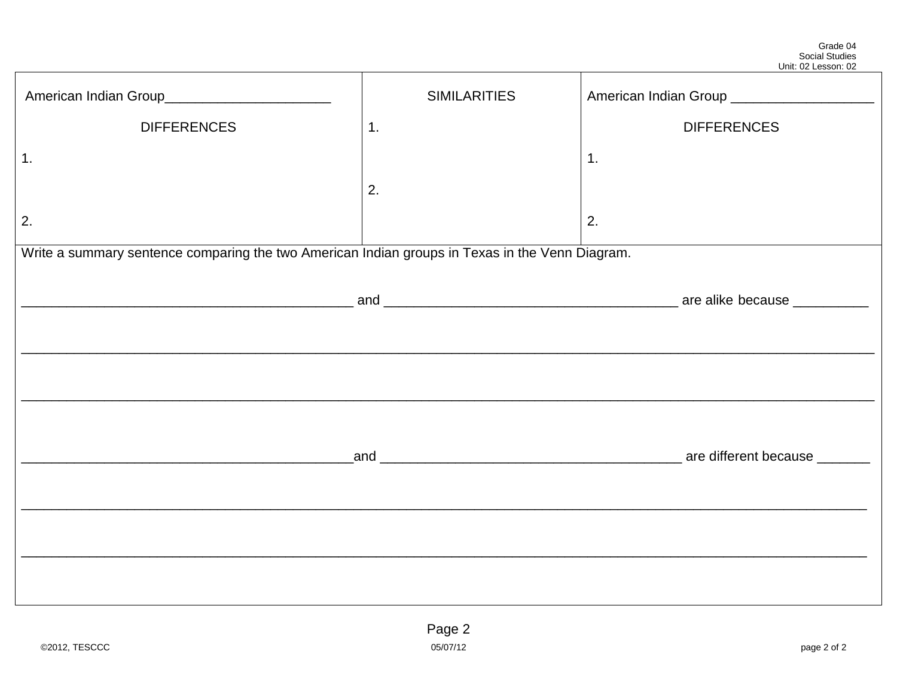| American Indian Group______________________ | SIMILARITIES | American Indian Group ___________________ |
| --- | --- | --- |
| DIFFERENCES<br><br>1.<br><br>2. | 1.<br><br>2. | DIFFERENCES<br><br>1.<br><br>2. |

Write a summary sentence comparing the two American Indian groups in Texas in the Venn Diagram.

____________________________________________ and _______________________________________ are alike because __________

______________________________________________________________________________________________________________________

______________________________________________________________________________________________________________________

____________________________________________and _______________________________________ are different because _______

______________________________________________________________________________________________________________________

______________________________________________________________________________________________________________________